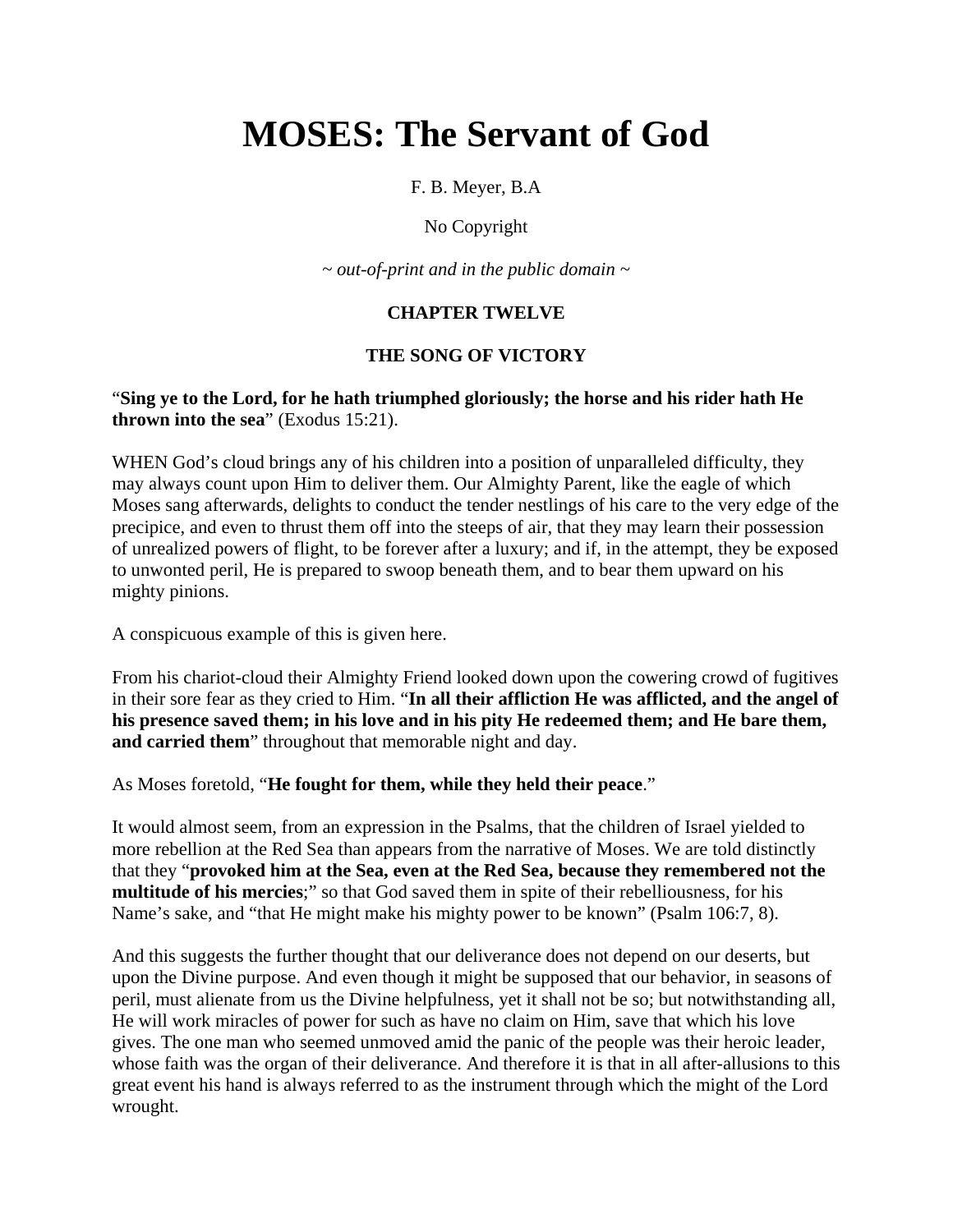# MOSES: The Servant of God

F. B. Meyer, B.A

No Copyright

*~ out-of-print and in the public domain ~*

### CHAPTER TWELVE

### THE SONG OF VICTORY

"**Sing ye to the Lord, for he hath triumphed gloriously; the horse and his rider hath He thrown into the sea**" (Exodus 15:21).

WHEN God's cloud brings any of his children into a position of unparalleled difficulty, they may always count upon Him to deliver them. Our Almighty Parent, like the eagle of which Moses sang afterwards, delights to conduct the tender nestlings of his care to the very edge of the precipice, and even to thrust them off into the steeps of air, that they may learn their possession of unrealized powers of flight, to be forever after a luxury; and if, in the attempt, they be exposed to unwonted peril, He is prepared to swoop beneath them, and to bear them upward on his mighty pinions.

A conspicuous example of this is given here.

From his chariot-cloud their Almighty Friend looked down upon the cowering crowd of fugitives in their sore fear as they cried to Him. "**In all their affliction He was afflicted, and the angel of his presence saved them; in his love and in his pity He redeemed them; and He bare them, and carried them**" throughout that memorable night and day.

As Moses foretold, "**He fought for them, while they held their peace**."

It would almost seem, from an expression in the Psalms, that the children of Israel yielded to more rebellion at the Red Sea than appears from the narrative of Moses. We are told distinctly that they "**provoked him at the Sea, even at the Red Sea, because they remembered not the multitude of his mercies**;" so that God saved them in spite of their rebelliousness, for his Name's sake, and "that He might make his mighty power to be known" (Psalm 106:7, 8).

And this suggests the further thought that our deliverance does not depend on our deserts, but upon the Divine purpose. And even though it might be supposed that our behavior, in seasons of peril, must alienate from us the Divine helpfulness, yet it shall not be so; but notwithstanding all, He will work miracles of power for such as have no claim on Him, save that which his love gives. The one man who seemed unmoved amid the panic of the people was their heroic leader, whose faith was the organ of their deliverance. And therefore it is that in all after-allusions to this great event his hand is always referred to as the instrument through which the might of the Lord wrought.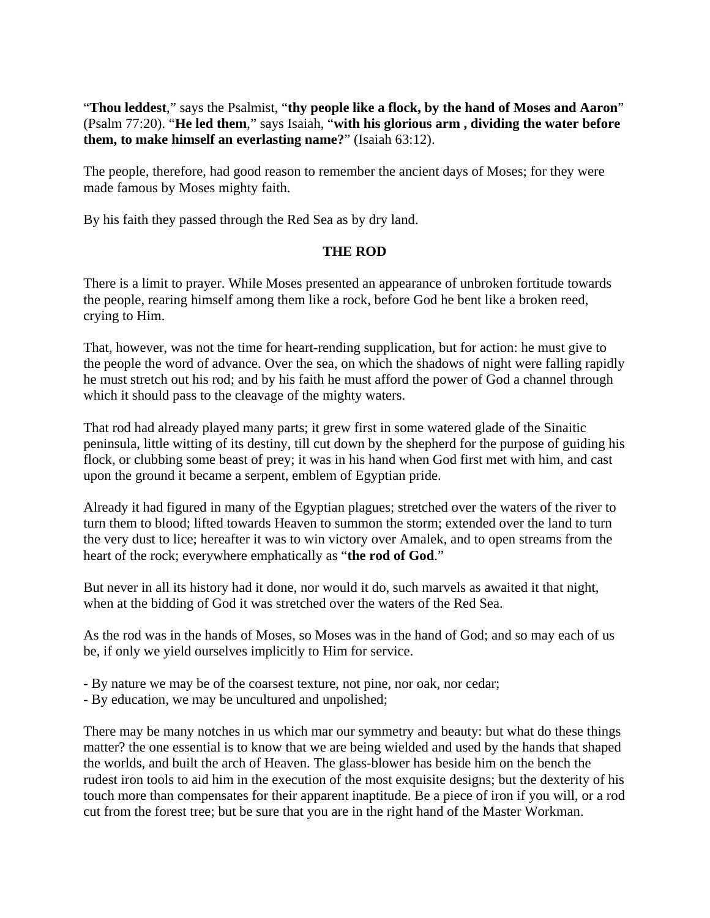"**Thou leddest**," says the Psalmist, "**thy people like a flock, by the hand of Moses and Aaron**" (Psalm 77:20). "**He led them**," says Isaiah, "**with his glorious arm , dividing the water before them, to make himself an everlasting name?**" (Isaiah 63:12).

The people, therefore, had good reason to remember the ancient days of Moses; for they were made famous by Moses mighty faith.

By his faith they passed through the Red Sea as by dry land.

**THE ROD**

There is a limit to prayer. While Moses presented an appearance of unbroken fortitude towards the people, rearing himself among them like a rock, before God he bent like a broken reed, crying to Him.

That, however, was not the time for heart-rending supplication, but for action: he must give to the people the word of advance. Over the sea, on which the shadows of night were falling rapidly he must stretch out his rod; and by his faith he must afford the power of God a channel through which it should pass to the cleavage of the mighty waters.

That rod had already played many parts; it grew first in some watered glade of the Sinaitic peninsula, little witting of its destiny, till cut down by the shepherd for the purpose of guiding his flock, or clubbing some beast of prey; it was in his hand when God first met with him, and cast upon the ground it became a serpent, emblem of Egyptian pride.

Already it had figured in many of the Egyptian plagues; stretched over the waters of the river to turn them to blood; lifted towards Heaven to summon the storm; extended over the land to turn the very dust to lice; hereafter it was to win victory over Amalek, and to open streams from the heart of the rock; everywhere emphatically as "**the rod of God**."

But never in all its history had it done, nor would it do, such marvels as awaited it that night, when at the bidding of God it was stretched over the waters of the Red Sea.

As the rod was in the hands of Moses, so Moses was in the hand of God; and so may each of us be, if only we yield ourselves implicitly to Him for service.

- By nature we may be of the coarsest texture, not pine, nor oak, nor cedar;
- By education, we may be uncultured and unpolished;

There may be many notches in us which mar our symmetry and beauty: but what do these things matter? the one essential is to know that we are being wielded and used by the hands that shaped the worlds, and built the arch of Heaven. The glass-blower has beside him on the bench the rudest iron tools to aid him in the execution of the most exquisite designs; but the dexterity of his touch more than compensates for their apparent inaptitude. Be a piece of iron if you will, or a rod cut from the forest tree; but be sure that you are in the right hand of the Master Workman.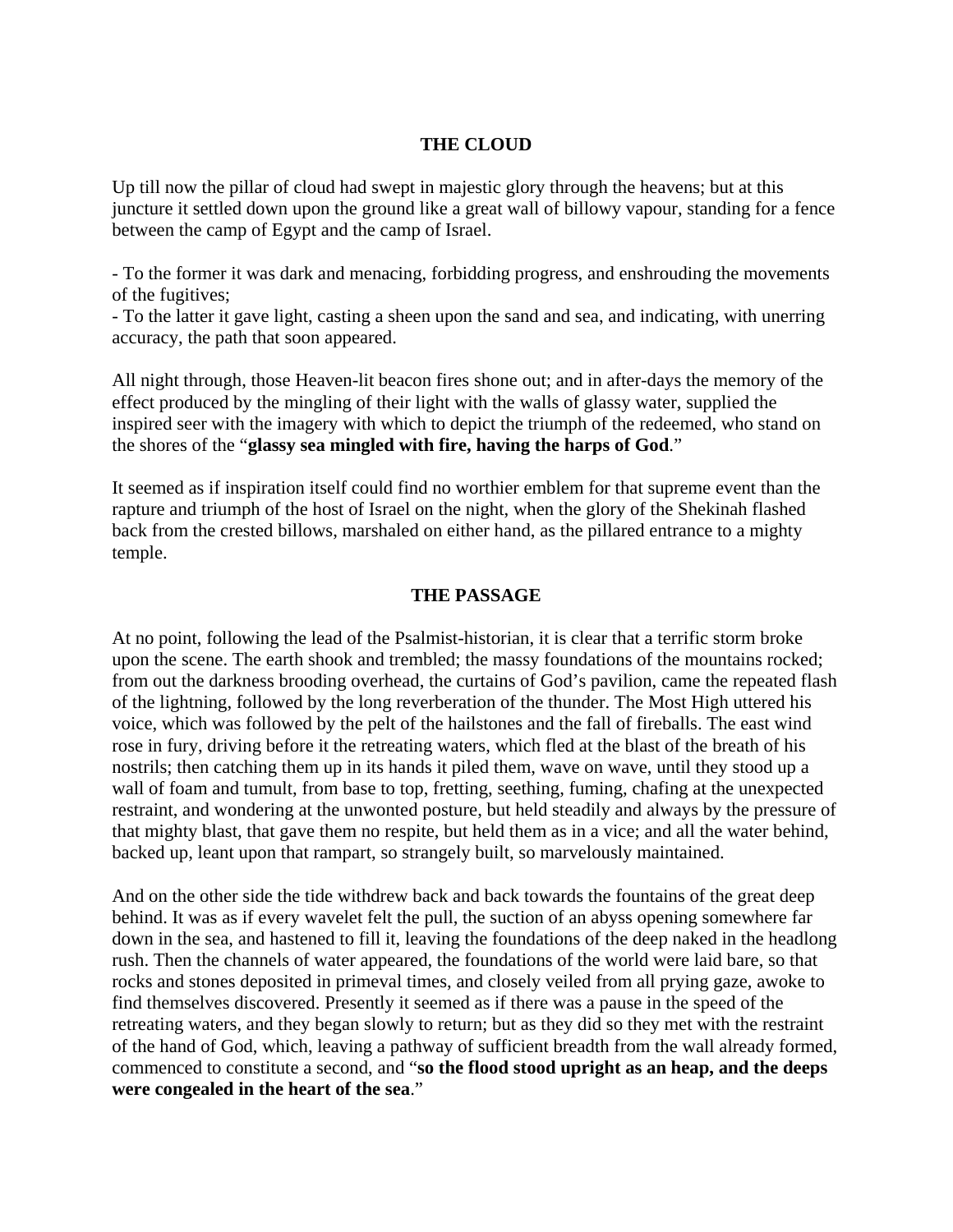### THE CLOUD

Up till now the pillar of cloud had swept in majestic glory through the heavens; but at this juncture it settled down upon the ground like a great wall of billowy vapour, standing for a fence between the camp of Egypt and the camp of Israel.

- To the former it was dark and menacing, forbidding progress, and enshrouding the movements of the fugitives;
- To the latter it gave light, casting a sheen upon the sand and sea, and indicating, with unerring accuracy, the path that soon appeared.

All night through, those Heaven-lit beacon fires shone out; and in after-days the memory of the effect produced by the mingling of their light with the walls of glassy water, supplied the inspired seer with the imagery with which to depict the triumph of the redeemed, who stand on the shores of the "**glassy sea mingled with fire, having the harps of God**."

It seemed as if inspiration itself could find no worthier emblem for that supreme event than the rapture and triumph of the host of Israel on the night, when the glory of the Shekinah flashed back from the crested billows, marshaled on either hand, as the pillared entrance to a mighty temple.

### THE PASSAGE

At no point, following the lead of the Psalmist-historian, it is clear that a terrific storm broke upon the scene. The earth shook and trembled; the massy foundations of the mountains rocked; from out the darkness brooding overhead, the curtains of God's pavilion, came the repeated flash of the lightning, followed by the long reverberation of the thunder. The Most High uttered his voice, which was followed by the pelt of the hailstones and the fall of fireballs. The east wind rose in fury, driving before it the retreating waters, which fled at the blast of the breath of his nostrils; then catching them up in its hands it piled them, wave on wave, until they stood up a wall of foam and tumult, from base to top, fretting, seething, fuming, chafing at the unexpected restraint, and wondering at the unwonted posture, but held steadily and always by the pressure of that mighty blast, that gave them no respite, but held them as in a vice; and all the water behind, backed up, leant upon that rampart, so strangely built, so marvelously maintained.

And on the other side the tide withdrew back and back towards the fountains of the great deep behind. It was as if every wavelet felt the pull, the suction of an abyss opening somewhere far down in the sea, and hastened to fill it, leaving the foundations of the deep naked in the headlong rush. Then the channels of water appeared, the foundations of the world were laid bare, so that rocks and stones deposited in primeval times, and closely veiled from all prying gaze, awoke to find themselves discovered. Presently it seemed as if there was a pause in the speed of the retreating waters, and they began slowly to return; but as they did so they met with the restraint of the hand of God, which, leaving a pathway of sufficient breadth from the wall already formed, commenced to constitute a second, and "**so the flood stood upright as an heap, and the deeps were congealed in the heart of the sea**."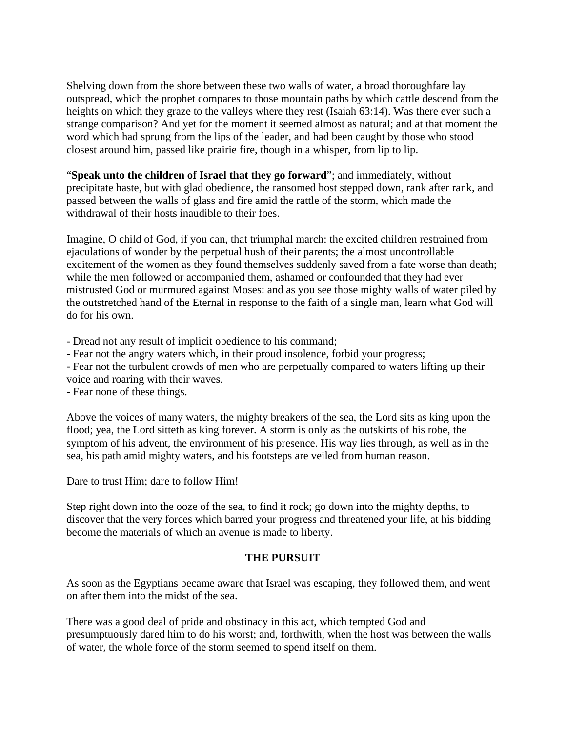Shelving down from the shore between these two walls of water, a broad thoroughfare lay outspread, which the prophet compares to those mountain paths by which cattle descend from the heights on which they graze to the valleys where they rest (Isaiah 63:14). Was there ever such a strange comparison? And yet for the moment it seemed almost as natural; and at that moment the word which had sprung from the lips of the leader, and had been caught by those who stood closest around him, passed like prairie fire, though in a whisper, from lip to lip.

"**Speak unto the children of Israel that they go forward**"; and immediately, without precipitate haste, but with glad obedience, the ransomed host stepped down, rank after rank, and passed between the walls of glass and fire amid the rattle of the storm, which made the withdrawal of their hosts inaudible to their foes.

Imagine, O child of God, if you can, that triumphal march: the excited children restrained from ejaculations of wonder by the perpetual hush of their parents; the almost uncontrollable excitement of the women as they found themselves suddenly saved from a fate worse than death; while the men followed or accompanied them, ashamed or confounded that they had ever mistrusted God or murmured against Moses: and as you see those mighty walls of water piled by the outstretched hand of the Eternal in response to the faith of a single man, learn what God will do for his own.

- Dread not any result of implicit obedience to his command;
- Fear not the angry waters which, in their proud insolence, forbid your progress;
- Fear not the turbulent crowds of men who are perpetually compared to waters lifting up their voice and roaring with their waves.
- Fear none of these things.

Above the voices of many waters, the mighty breakers of the sea, the Lord sits as king upon the flood; yea, the Lord sitteth as king forever. A storm is only as the outskirts of his robe, the symptom of his advent, the environment of his presence. His way lies through, as well as in the sea, his path amid mighty waters, and his footsteps are veiled from human reason.

Dare to trust Him; dare to follow Him!

Step right down into the ooze of the sea, to find it rock; go down into the mighty depths, to discover that the very forces which barred your progress and threatened your life, at his bidding become the materials of which an avenue is made to liberty.

## THE PURSUIT

As soon as the Egyptians became aware that Israel was escaping, they followed them, and went on after them into the midst of the sea.

There was a good deal of pride and obstinacy in this act, which tempted God and presumptuously dared him to do his worst; and, forthwith, when the host was between the walls of water, the whole force of the storm seemed to spend itself on them.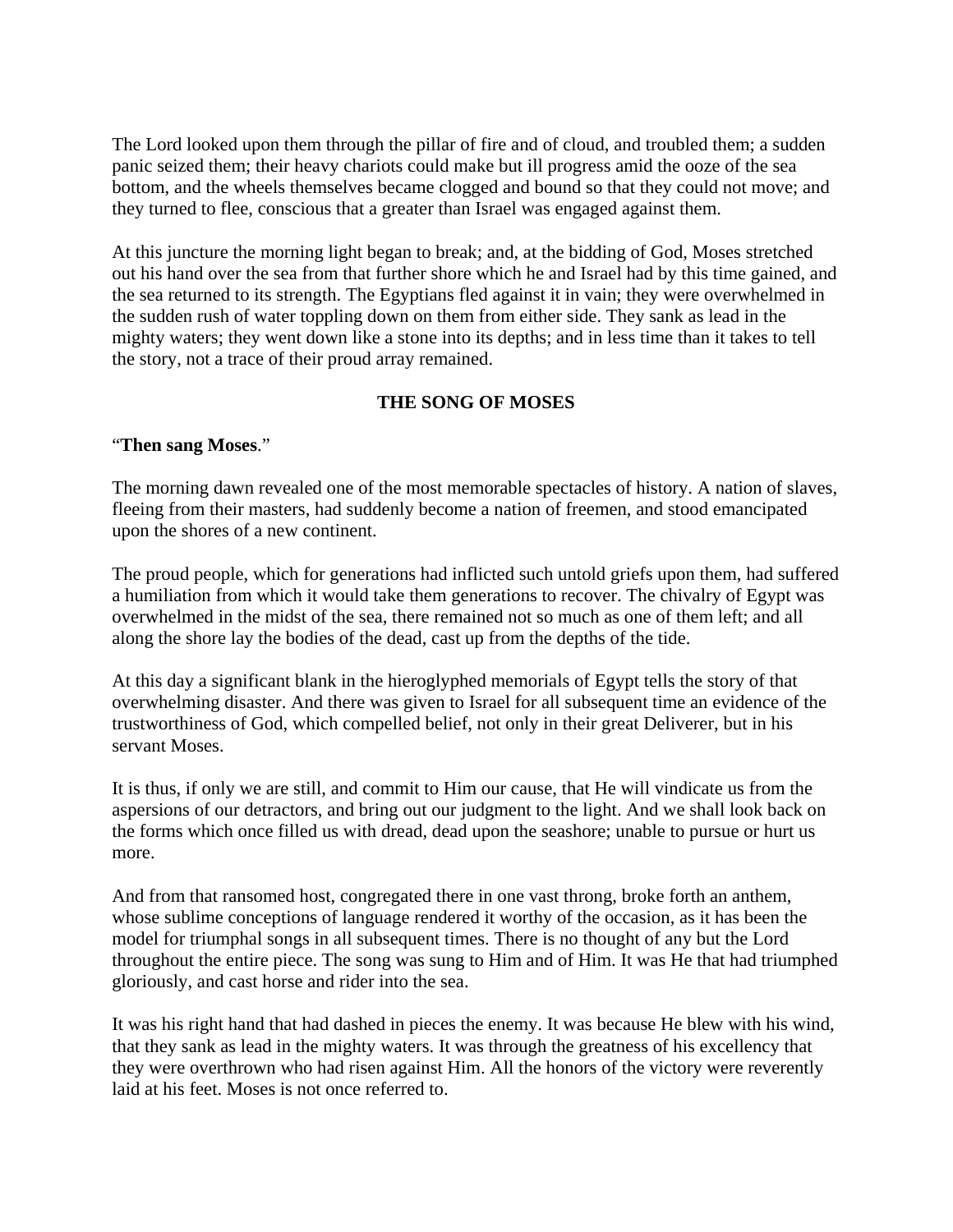The Lord looked upon them through the pillar of fire and of cloud, and troubled them; a sudden panic seized them; their heavy chariots could make but ill progress amid the ooze of the sea bottom, and the wheels themselves became clogged and bound so that they could not move; and they turned to flee, conscious that a greater than Israel was engaged against them.

At this juncture the morning light began to break; and, at the bidding of God, Moses stretched out his hand over the sea from that further shore which he and Israel had by this time gained, and the sea returned to its strength. The Egyptians fled against it in vain; they were overwhelmed in the sudden rush of water toppling down on them from either side. They sank as lead in the mighty waters; they went down like a stone into its depths; and in less time than it takes to tell the story, not a trace of their proud array remained.

## THE SONG OF MOSES

"**Then sang Moses**."

The morning dawn revealed one of the most memorable spectacles of history. A nation of slaves, fleeing from their masters, had suddenly become a nation of freemen, and stood emancipated upon the shores of a new continent.

The proud people, which for generations had inflicted such untold griefs upon them, had suffered a humiliation from which it would take them generations to recover. The chivalry of Egypt was overwhelmed in the midst of the sea, there remained not so much as one of them left; and all along the shore lay the bodies of the dead, cast up from the depths of the tide.

At this day a significant blank in the hieroglyphed memorials of Egypt tells the story of that overwhelming disaster. And there was given to Israel for all subsequent time an evidence of the trustworthiness of God, which compelled belief, not only in their great Deliverer, but in his servant Moses.

It is thus, if only we are still, and commit to Him our cause, that He will vindicate us from the aspersions of our detractors, and bring out our judgment to the light. And we shall look back on the forms which once filled us with dread, dead upon the seashore; unable to pursue or hurt us more.

And from that ransomed host, congregated there in one vast throng, broke forth an anthem, whose sublime conceptions of language rendered it worthy of the occasion, as it has been the model for triumphal songs in all subsequent times. There is no thought of any but the Lord throughout the entire piece. The song was sung to Him and of Him. It was He that had triumphed gloriously, and cast horse and rider into the sea.

It was his right hand that had dashed in pieces the enemy. It was because He blew with his wind, that they sank as lead in the mighty waters. It was through the greatness of his excellency that they were overthrown who had risen against Him. All the honors of the victory were reverently laid at his feet. Moses is not once referred to.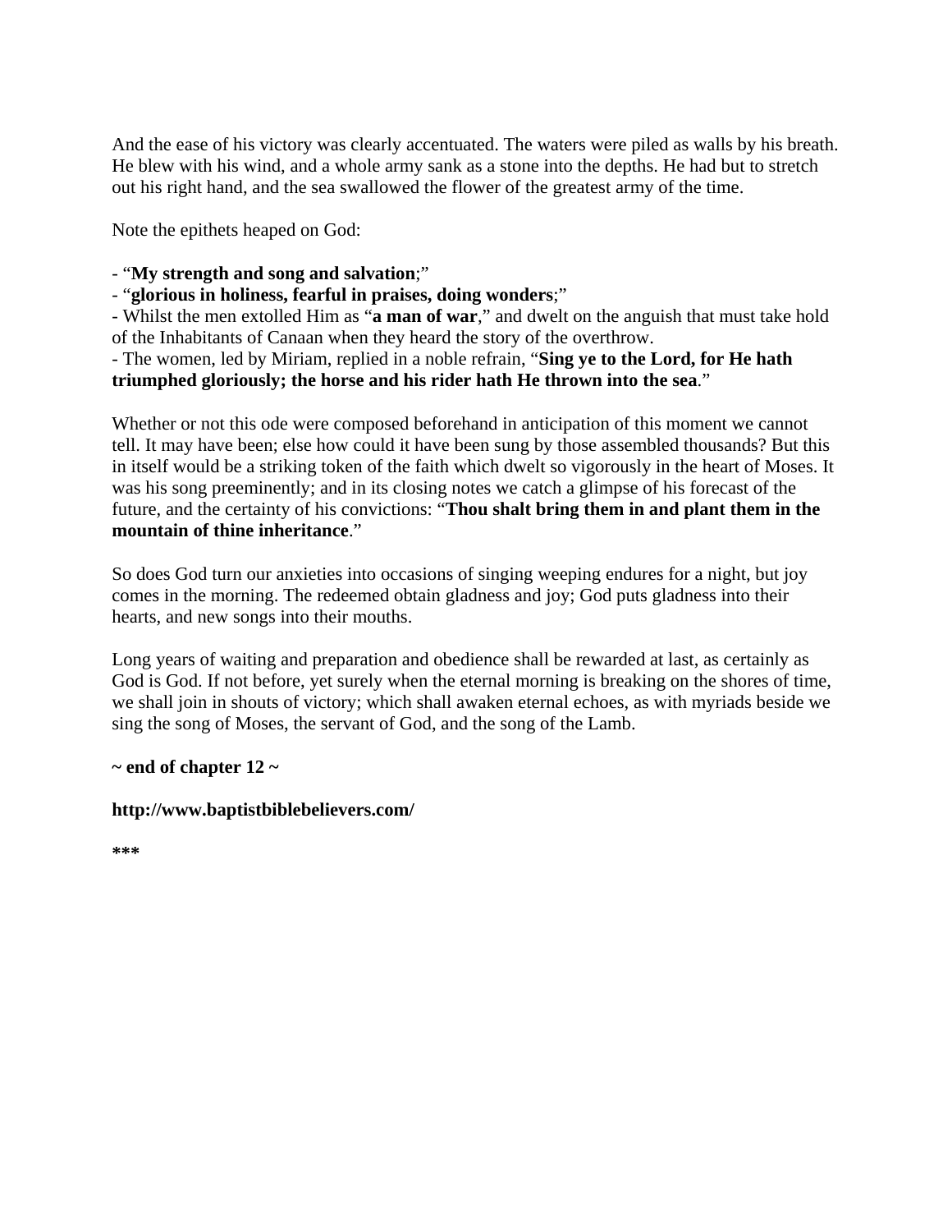And the ease of his victory was clearly accentuated. The waters were piled as walls by his breath. He blew with his wind, and a whole army sank as a stone into the depths. He had but to stretch out his right hand, and the sea swallowed the flower of the greatest army of the time.

Note the epithets heaped on God:

- "**My strength and song and salvation**;"
- "**glorious in holiness, fearful in praises, doing wonders**;"
- Whilst the men extolled Him as "**a man of war**," and dwelt on the anguish that must take hold of the Inhabitants of Canaan when they heard the story of the overthrow.
- The women, led by Miriam, replied in a noble refrain, "**Sing ye to the Lord, for He hath triumphed gloriously; the horse and his rider hath He thrown into the sea**."

Whether or not this ode were composed beforehand in anticipation of this moment we cannot tell. It may have been; else how could it have been sung by those assembled thousands? But this in itself would be a striking token of the faith which dwelt so vigorously in the heart of Moses. It was his song preeminently; and in its closing notes we catch a glimpse of his forecast of the future, and the certainty of his convictions: "**Thou shalt bring them in and plant them in the mountain of thine inheritance**."

So does God turn our anxieties into occasions of singing weeping endures for a night, but joy comes in the morning. The redeemed obtain gladness and joy; God puts gladness into their hearts, and new songs into their mouths.

Long years of waiting and preparation and obedience shall be rewarded at last, as certainly as God is God. If not before, yet surely when the eternal morning is breaking on the shores of time, we shall join in shouts of victory; which shall awaken eternal echoes, as with myriads beside we sing the song of Moses, the servant of God, and the song of the Lamb.

**~ end of chapter 12 ~**

**http://www.baptistbiblebelievers.com/**

*****